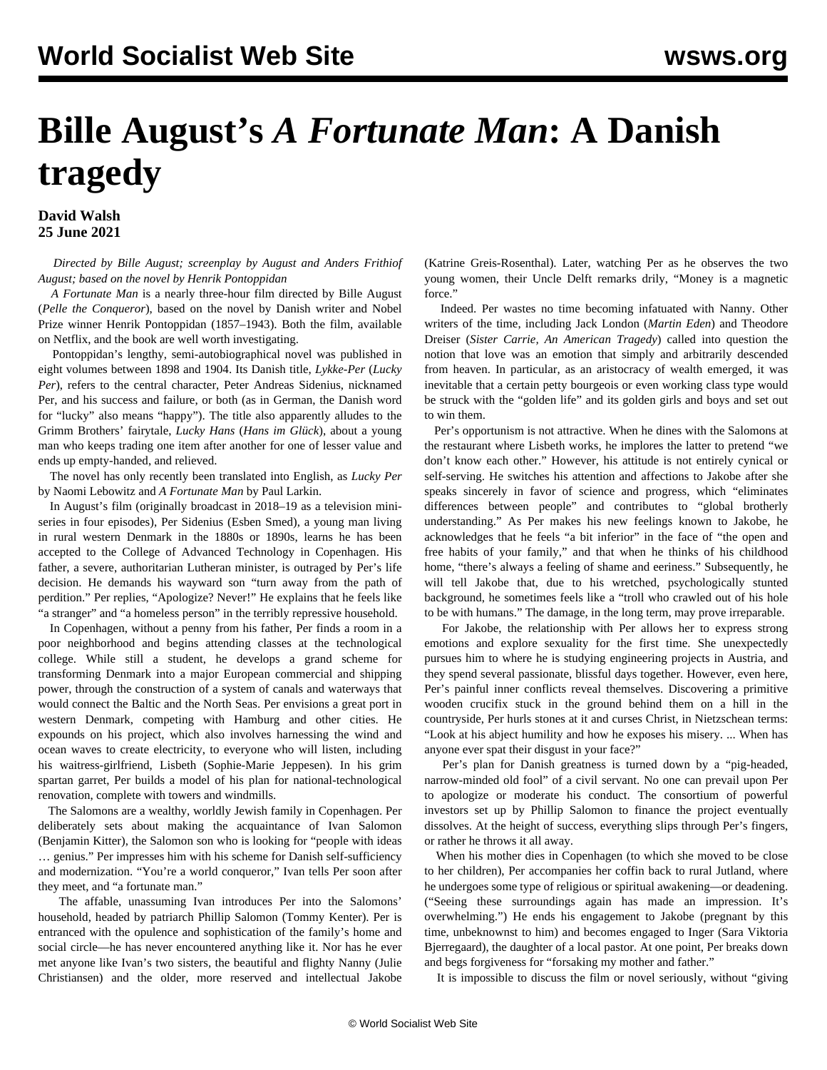# Bille August's *A Fortunate Man*: A Danish tragedy

**David Walsh**
**25 June 2021**

*Directed by Bille August; screenplay by August and Anders Frithiof August; based on the novel by Henrik Pontoppidan*

*A Fortunate Man* is a nearly three-hour film directed by Bille August (*Pelle the Conqueror*), based on the novel by Danish writer and Nobel Prize winner Henrik Pontoppidan (1857–1943). Both the film, available on Netflix, and the book are well worth investigating.

Pontoppidan's lengthy, semi-autobiographical novel was published in eight volumes between 1898 and 1904. Its Danish title, *Lykke-Per* (*Lucky Per*), refers to the central character, Peter Andreas Sidenius, nicknamed Per, and his success and failure, or both (as in German, the Danish word for "lucky" also means "happy"). The title also apparently alludes to the Grimm Brothers' fairytale, *Lucky Hans* (*Hans im Glück*), about a young man who keeps trading one item after another for one of lesser value and ends up empty-handed, and relieved.

The novel has only recently been translated into English, as *Lucky Per* by Naomi Lebowitz and *A Fortunate Man* by Paul Larkin.

In August's film (originally broadcast in 2018–19 as a television mini-series in four episodes), Per Sidenius (Esben Smed), a young man living in rural western Denmark in the 1880s or 1890s, learns he has been accepted to the College of Advanced Technology in Copenhagen. His father, a severe, authoritarian Lutheran minister, is outraged by Per's life decision. He demands his wayward son "turn away from the path of perdition." Per replies, "Apologize? Never!" He explains that he feels like "a stranger" and "a homeless person" in the terribly repressive household.

In Copenhagen, without a penny from his father, Per finds a room in a poor neighborhood and begins attending classes at the technological college. While still a student, he develops a grand scheme for transforming Denmark into a major European commercial and shipping power, through the construction of a system of canals and waterways that would connect the Baltic and the North Seas. Per envisions a great port in western Denmark, competing with Hamburg and other cities. He expounds on his project, which also involves harnessing the wind and ocean waves to create electricity, to everyone who will listen, including his waitress-girlfriend, Lisbeth (Sophie-Marie Jeppesen). In his grim spartan garret, Per builds a model of his plan for national-technological renovation, complete with towers and windmills.

The Salomons are a wealthy, worldly Jewish family in Copenhagen. Per deliberately sets about making the acquaintance of Ivan Salomon (Benjamin Kitter), the Salomon son who is looking for "people with ideas … genius." Per impresses him with his scheme for Danish self-sufficiency and modernization. "You're a world conqueror," Ivan tells Per soon after they meet, and "a fortunate man."

The affable, unassuming Ivan introduces Per into the Salomons' household, headed by patriarch Phillip Salomon (Tommy Kenter). Per is entranced with the opulence and sophistication of the family's home and social circle—he has never encountered anything like it. Nor has he ever met anyone like Ivan's two sisters, the beautiful and flighty Nanny (Julie Christiansen) and the older, more reserved and intellectual Jakobe (Katrine Greis-Rosenthal). Later, watching Per as he observes the two young women, their Uncle Delft remarks drily, "Money is a magnetic force."

Indeed. Per wastes no time becoming infatuated with Nanny. Other writers of the time, including Jack London (*Martin Eden*) and Theodore Dreiser (*Sister Carrie, An American Tragedy*) called into question the notion that love was an emotion that simply and arbitrarily descended from heaven. In particular, as an aristocracy of wealth emerged, it was inevitable that a certain petty bourgeois or even working class type would be struck with the "golden life" and its golden girls and boys and set out to win them.

Per's opportunism is not attractive. When he dines with the Salomons at the restaurant where Lisbeth works, he implores the latter to pretend "we don't know each other." However, his attitude is not entirely cynical or self-serving. He switches his attention and affections to Jakobe after she speaks sincerely in favor of science and progress, which "eliminates differences between people" and contributes to "global brotherly understanding." As Per makes his new feelings known to Jakobe, he acknowledges that he feels "a bit inferior" in the face of "the open and free habits of your family," and that when he thinks of his childhood home, "there's always a feeling of shame and eeriness." Subsequently, he will tell Jakobe that, due to his wretched, psychologically stunted background, he sometimes feels like a "troll who crawled out of his hole to be with humans." The damage, in the long term, may prove irreparable.

For Jakobe, the relationship with Per allows her to express strong emotions and explore sexuality for the first time. She unexpectedly pursues him to where he is studying engineering projects in Austria, and they spend several passionate, blissful days together. However, even here, Per's painful inner conflicts reveal themselves. Discovering a primitive wooden crucifix stuck in the ground behind them on a hill in the countryside, Per hurls stones at it and curses Christ, in Nietzschean terms: "Look at his abject humility and how he exposes his misery. ... When has anyone ever spat their disgust in your face?"

Per's plan for Danish greatness is turned down by a "pig-headed, narrow-minded old fool" of a civil servant. No one can prevail upon Per to apologize or moderate his conduct. The consortium of powerful investors set up by Phillip Salomon to finance the project eventually dissolves. At the height of success, everything slips through Per's fingers, or rather he throws it all away.

When his mother dies in Copenhagen (to which she moved to be close to her children), Per accompanies her coffin back to rural Jutland, where he undergoes some type of religious or spiritual awakening—or deadening. ("Seeing these surroundings again has made an impression. It's overwhelming.") He ends his engagement to Jakobe (pregnant by this time, unbeknownst to him) and becomes engaged to Inger (Sara Viktoria Bjerregaard), the daughter of a local pastor. At one point, Per breaks down and begs forgiveness for "forsaking my mother and father."

It is impossible to discuss the film or novel seriously, without "giving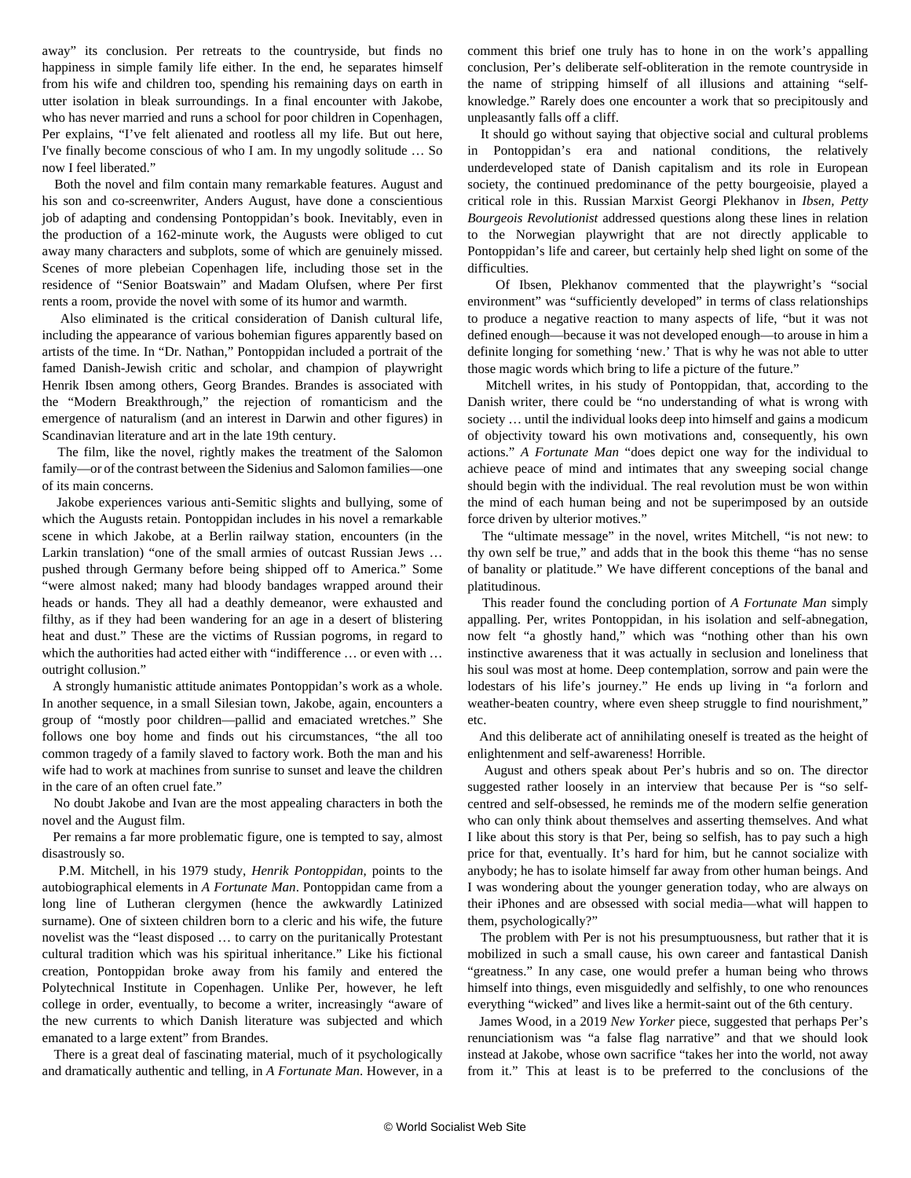away" its conclusion. Per retreats to the countryside, but finds no happiness in simple family life either. In the end, he separates himself from his wife and children too, spending his remaining days on earth in utter isolation in bleak surroundings. In a final encounter with Jakobe, who has never married and runs a school for poor children in Copenhagen, Per explains, "I've felt alienated and rootless all my life. But out here, I've finally become conscious of who I am. In my ungodly solitude … So now I feel liberated."

Both the novel and film contain many remarkable features. August and his son and co-screenwriter, Anders August, have done a conscientious job of adapting and condensing Pontoppidan's book. Inevitably, even in the production of a 162-minute work, the Augusts were obliged to cut away many characters and subplots, some of which are genuinely missed. Scenes of more plebeian Copenhagen life, including those set in the residence of "Senior Boatswain" and Madam Olufsen, where Per first rents a room, provide the novel with some of its humor and warmth.

Also eliminated is the critical consideration of Danish cultural life, including the appearance of various bohemian figures apparently based on artists of the time. In "Dr. Nathan," Pontoppidan included a portrait of the famed Danish-Jewish critic and scholar, and champion of playwright Henrik Ibsen among others, Georg Brandes. Brandes is associated with the "Modern Breakthrough," the rejection of romanticism and the emergence of naturalism (and an interest in Darwin and other figures) in Scandinavian literature and art in the late 19th century.

The film, like the novel, rightly makes the treatment of the Salomon family—or of the contrast between the Sidenius and Salomon families—one of its main concerns.

Jakobe experiences various anti-Semitic slights and bullying, some of which the Augusts retain. Pontoppidan includes in his novel a remarkable scene in which Jakobe, at a Berlin railway station, encounters (in the Larkin translation) "one of the small armies of outcast Russian Jews … pushed through Germany before being shipped off to America." Some "were almost naked; many had bloody bandages wrapped around their heads or hands. They all had a deathly demeanor, were exhausted and filthy, as if they had been wandering for an age in a desert of blistering heat and dust." These are the victims of Russian pogroms, in regard to which the authorities had acted either with "indifference … or even with … outright collusion."

A strongly humanistic attitude animates Pontoppidan's work as a whole. In another sequence, in a small Silesian town, Jakobe, again, encounters a group of "mostly poor children—pallid and emaciated wretches." She follows one boy home and finds out his circumstances, "the all too common tragedy of a family slaved to factory work. Both the man and his wife had to work at machines from sunrise to sunset and leave the children in the care of an often cruel fate."

No doubt Jakobe and Ivan are the most appealing characters in both the novel and the August film.

Per remains a far more problematic figure, one is tempted to say, almost disastrously so.

P.M. Mitchell, in his 1979 study, *Henrik Pontoppidan*, points to the autobiographical elements in *A Fortunate Man*. Pontoppidan came from a long line of Lutheran clergymen (hence the awkwardly Latinized surname). One of sixteen children born to a cleric and his wife, the future novelist was the "least disposed … to carry on the puritanically Protestant cultural tradition which was his spiritual inheritance." Like his fictional creation, Pontoppidan broke away from his family and entered the Polytechnical Institute in Copenhagen. Unlike Per, however, he left college in order, eventually, to become a writer, increasingly "aware of the new currents to which Danish literature was subjected and which emanated to a large extent" from Brandes.

There is a great deal of fascinating material, much of it psychologically and dramatically authentic and telling, in *A Fortunate Man*. However, in a comment this brief one truly has to hone in on the work's appalling conclusion, Per's deliberate self-obliteration in the remote countryside in the name of stripping himself of all illusions and attaining "self-knowledge." Rarely does one encounter a work that so precipitously and unpleasantly falls off a cliff.

It should go without saying that objective social and cultural problems in Pontoppidan's era and national conditions, the relatively underdeveloped state of Danish capitalism and its role in European society, the continued predominance of the petty bourgeoisie, played a critical role in this. Russian Marxist Georgi Plekhanov in *Ibsen, Petty Bourgeois Revolutionist* addressed questions along these lines in relation to the Norwegian playwright that are not directly applicable to Pontoppidan's life and career, but certainly help shed light on some of the difficulties.

Of Ibsen, Plekhanov commented that the playwright's "social environment" was "sufficiently developed" in terms of class relationships to produce a negative reaction to many aspects of life, "but it was not defined enough—because it was not developed enough—to arouse in him a definite longing for something 'new.' That is why he was not able to utter those magic words which bring to life a picture of the future."

Mitchell writes, in his study of Pontoppidan, that, according to the Danish writer, there could be "no understanding of what is wrong with society … until the individual looks deep into himself and gains a modicum of objectivity toward his own motivations and, consequently, his own actions." *A Fortunate Man* "does depict one way for the individual to achieve peace of mind and intimates that any sweeping social change should begin with the individual. The real revolution must be won within the mind of each human being and not be superimposed by an outside force driven by ulterior motives."

The "ultimate message" in the novel, writes Mitchell, "is not new: to thy own self be true," and adds that in the book this theme "has no sense of banality or platitude." We have different conceptions of the banal and platitudinous.

This reader found the concluding portion of *A Fortunate Man* simply appalling. Per, writes Pontoppidan, in his isolation and self-abnegation, now felt "a ghostly hand," which was "nothing other than his own instinctive awareness that it was actually in seclusion and loneliness that his soul was most at home. Deep contemplation, sorrow and pain were the lodestars of his life's journey." He ends up living in "a forlorn and weather-beaten country, where even sheep struggle to find nourishment," etc.

And this deliberate act of annihilating oneself is treated as the height of enlightenment and self-awareness! Horrible.

August and others speak about Per's hubris and so on. The director suggested rather loosely in an interview that because Per is "so self-centred and self-obsessed, he reminds me of the modern selfie generation who can only think about themselves and asserting themselves. And what I like about this story is that Per, being so selfish, has to pay such a high price for that, eventually. It's hard for him, but he cannot socialize with anybody; he has to isolate himself far away from other human beings. And I was wondering about the younger generation today, who are always on their iPhones and are obsessed with social media—what will happen to them, psychologically?"

The problem with Per is not his presumptuousness, but rather that it is mobilized in such a small cause, his own career and fantastical Danish "greatness." In any case, one would prefer a human being who throws himself into things, even misguidedly and selfishly, to one who renounces everything "wicked" and lives like a hermit-saint out of the 6th century.

James Wood, in a 2019 *New Yorker* piece, suggested that perhaps Per's renunciationism was "a false flag narrative" and that we should look instead at Jakobe, whose own sacrifice "takes her into the world, not away from it." This at least is to be preferred to the conclusions of the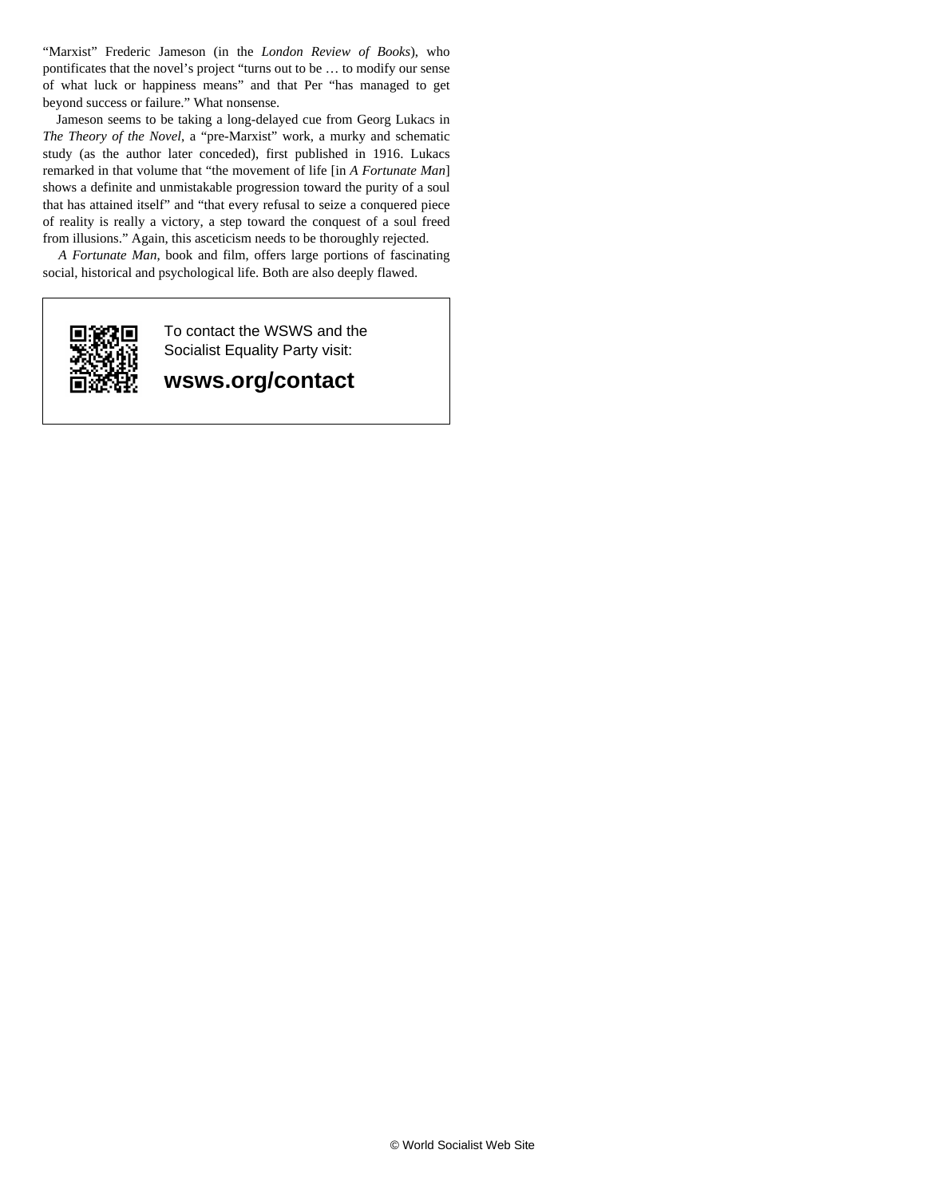“Marxist” Frederic Jameson (in the *London Review of Books*), who pontificates that the novel’s project “turns out to be … to modify our sense of what luck or happiness means” and that Per “has managed to get beyond success or failure.” What nonsense.

Jameson seems to be taking a long-delayed cue from Georg Lukacs in *The Theory of the Novel*, a “pre-Marxist” work, a murky and schematic study (as the author later conceded), first published in 1916. Lukacs remarked in that volume that “the movement of life [in *A Fortunate Man*] shows a definite and unmistakable progression toward the purity of a soul that has attained itself” and “that every refusal to seize a conquered piece of reality is really a victory, a step toward the conquest of a soul freed from illusions.” Again, this asceticism needs to be thoroughly rejected.

*A Fortunate Man*, book and film, offers large portions of fascinating social, historical and psychological life. Both are also deeply flawed.

To contact the WSWS and the Socialist Equality Party visit:

**wsws.org/contact**